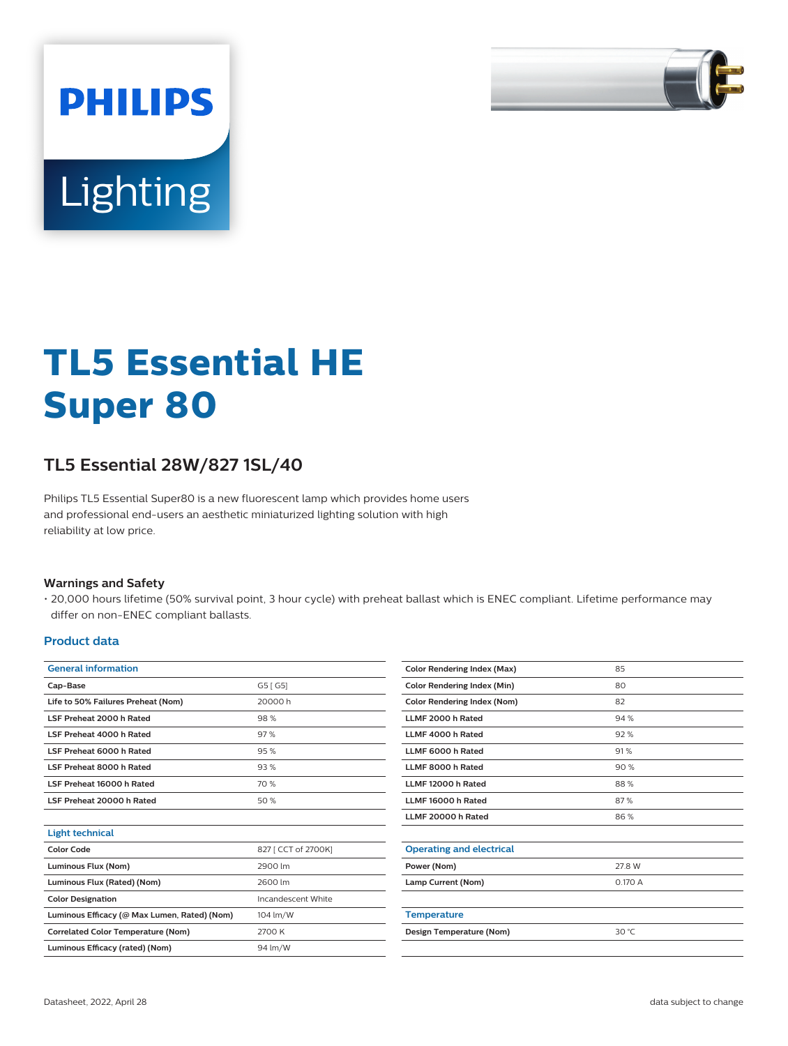PHILIPS

Lighting

# TL5 Essential HE Super 80

## TL5 Essential 28W/827 1SL/40

Philips TL5 Essential Super80 is a new fluorescent lamp which provides home users and professional end-users an aesthetic miniaturized lighting solution with high reliability at low price.

### Warnings and Safety

- 20,000 hours lifetime (50% survival point, 3 hour cycle) with preheat ballast which is ENEC compliant. Lifetime performance may differ on non-ENEC compliant ballasts.

### Product data

| General information | |
|---|---|
| Cap-Base | G5 [ G5] |
| Life to 50% Failures Preheat (Nom) | 20000 h |
| LSF Preheat 2000 h Rated | 98 % |
| LSF Preheat 4000 h Rated | 97 % |
| LSF Preheat 6000 h Rated | 95 % |
| LSF Preheat 8000 h Rated | 93 % |
| LSF Preheat 16000 h Rated | 70 % |
| LSF Preheat 20000 h Rated | 50 % |

| Light technical | |
|---|---|
| Color Code | 827 [ CCT of 2700K] |
| Luminous Flux (Nom) | 2900 lm |
| Luminous Flux (Rated) (Nom) | 2600 lm |
| Color Designation | Incandescent White |
| Luminous Efficacy (@ Max Lumen, Rated) (Nom) | 104 lm/W |
| Correlated Color Temperature (Nom) | 2700 K |
| Luminous Efficacy (rated) (Nom) | 94 lm/W |
| Color Rendering Index (Max) | 85 |
| Color Rendering Index (Min) | 80 |
| Color Rendering Index (Nom) | 82 |
| LLMF 2000 h Rated | 94 % |
| LLMF 4000 h Rated | 92 % |
| LLMF 6000 h Rated | 91 % |
| LLMF 8000 h Rated | 90 % |
| LLMF 12000 h Rated | 88 % |
| LLMF 16000 h Rated | 87 % |
| LLMF 20000 h Rated | 86 % |

| Operating and electrical | |
|---|---|
| Power (Nom) | 27.8 W |
| Lamp Current (Nom) | 0.170 A |

| Temperature | |
|---|---|
| Design Temperature (Nom) | 30 °C |

Datasheet, 2022, April 28

data subject to change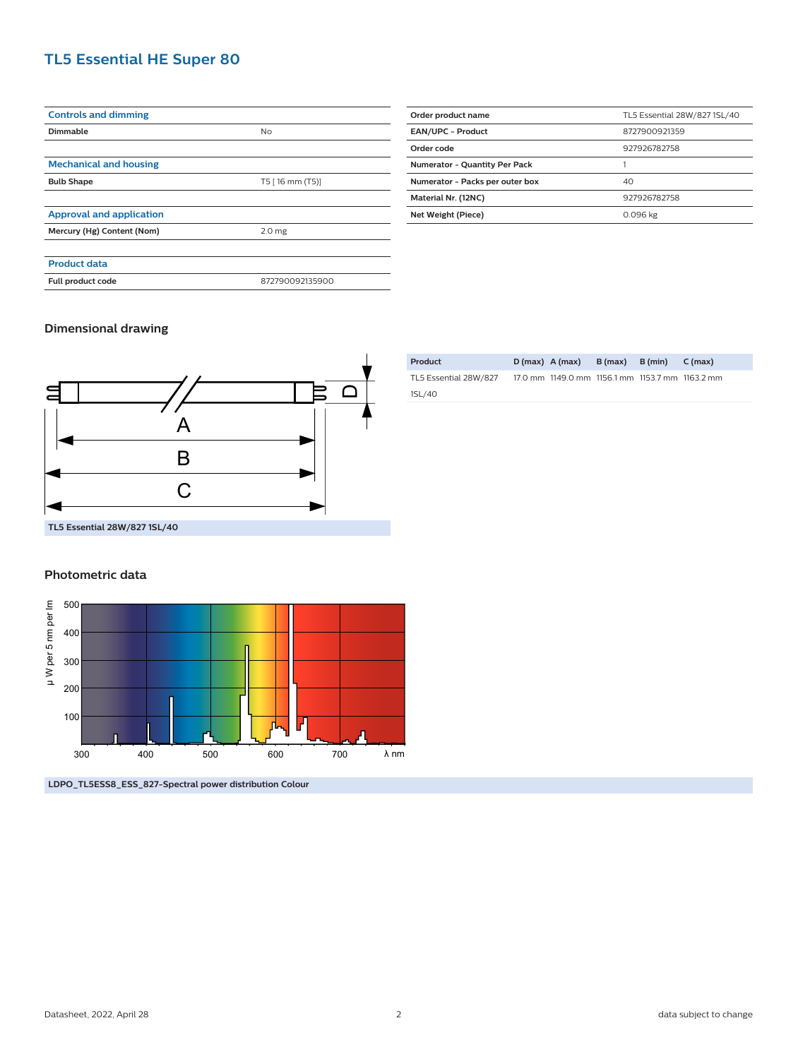# TL5 Essential HE Super 80

| Controls and dimming | |
|---|---|
| **Dimmable** | No |

| Mechanical and housing | |
|---|---|
| **Bulb Shape** | T5 [ 16 mm (T5)] |

| Approval and application | |
|---|---|
| **Mercury (Hg) Content (Nom)** | 2.0 mg |

| Product data | |
|---|---|
| **Full product code** | 872790092135900 |

| | |
|---|---|
| **Order product name** | TL5 Essential 28W/827 1SL/40 |
| **EAN/UPC - Product** | 8727900921359 |
| **Order code** | 927926782758 |
| **Numerator - Quantity Per Pack** | 1 |
| **Numerator - Packs per outer box** | 40 |
| **Material Nr. (12NC)** | 927926782758 |
| **Net Weight (Piece)** | 0.096 kg |

## Dimensional drawing

| Product | D (max) | A (max) | B (max) | B (min) | C (max) |
|---|---|---|---|---|---|
| TL5 Essential 28W/827 1SL/40 | 17.0 mm | 1149.0 mm | 1156.1 mm | 1153.7 mm | 1163.2 mm |

TL5 Essential 28W/827 1SL/40

## Photometric data

LDPO_TL5ESS8_ESS_827-Spectral power distribution Colour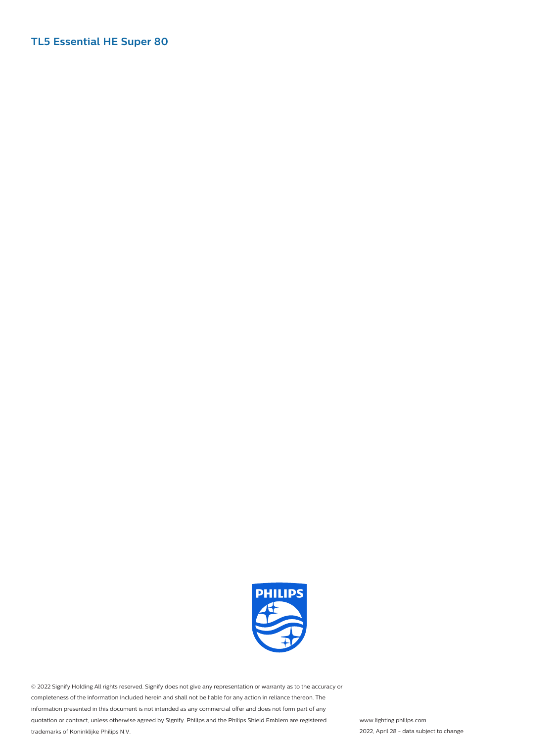© 2022 Signify Holding All rights reserved. Signify does not give any representation or warranty as to the accuracy or completeness of the information included herein and shall not be liable for any action in reliance thereon. The information presented in this document is not intended as any commercial offer and does not form part of any quotation or contract, unless otherwise agreed by Signify. Philips and the Philips Shield Emblem are registered trademarks of Koninklijke Philips N.V.

www.lighting.philips.com

2022, April 28 - data subject to change